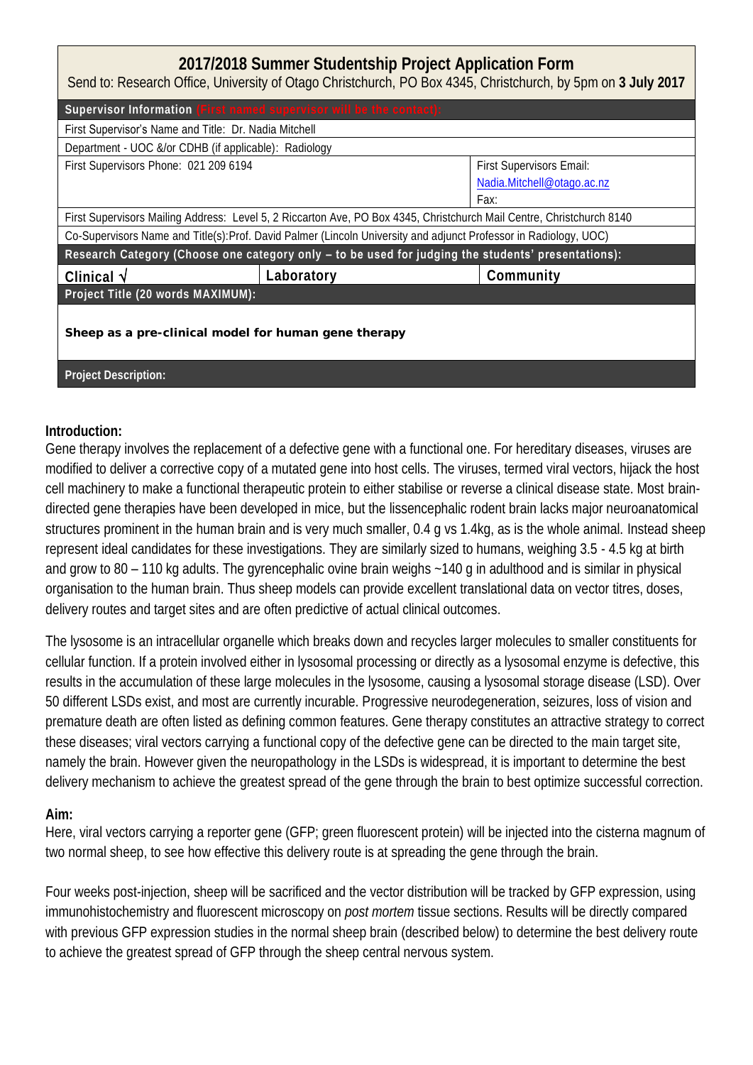# 2017/2018 Summer Studentship Project Application Form

Send to: Research Office, University of Otago Christchurch, PO Box 4345, Christchurch, by 5pm on **3 July 2017**

| **Supervisor Information** (First named supervisor will be the contact): | | |
|---|---|---|
| First Supervisor's Name and Title: Dr. Nadia Mitchell | | |
| Department - UOC &/or CDHB (if applicable): Radiology | | |
| First Supervisors Phone: 021 209 6194 | | First Supervisors Email: Nadia.Mitchell@otago.ac.nz<br>Fax: |
| First Supervisors Mailing Address: Level 5, 2 Riccarton Ave, PO Box 4345, Christchurch Mail Centre, Christchurch 8140 | | |
| Co-Supervisors Name and Title(s):Prof. David Palmer (Lincoln University and adjunct Professor in Radiology, UOC) | | |
| **Research Category (Choose one category only – to be used for judging the students' presentations):** | | |
| **Clinical √** | **Laboratory** | **Community** |
| **Project Title (20 words MAXIMUM):** | | |
| **Sheep as a pre-clinical model for human gene therapy** | | |
| **Project Description:** | | |

### Introduction:

Gene therapy involves the replacement of a defective gene with a functional one. For hereditary diseases, viruses are modified to deliver a corrective copy of a mutated gene into host cells. The viruses, termed viral vectors, hijack the host cell machinery to make a functional therapeutic protein to either stabilise or reverse a clinical disease state. Most brain-directed gene therapies have been developed in mice, but the lissencephalic rodent brain lacks major neuroanatomical structures prominent in the human brain and is very much smaller, 0.4 g vs 1.4kg, as is the whole animal. Instead sheep represent ideal candidates for these investigations. They are similarly sized to humans, weighing 3.5 - 4.5 kg at birth and grow to 80 – 110 kg adults. The gyrencephalic ovine brain weighs ~140 g in adulthood and is similar in physical organisation to the human brain. Thus sheep models can provide excellent translational data on vector titres, doses, delivery routes and target sites and are often predictive of actual clinical outcomes.

The lysosome is an intracellular organelle which breaks down and recycles larger molecules to smaller constituents for cellular function. If a protein involved either in lysosomal processing or directly as a lysosomal enzyme is defective, this results in the accumulation of these large molecules in the lysosome, causing a lysosomal storage disease (LSD). Over 50 different LSDs exist, and most are currently incurable. Progressive neurodegeneration, seizures, loss of vision and premature death are often listed as defining common features. Gene therapy constitutes an attractive strategy to correct these diseases; viral vectors carrying a functional copy of the defective gene can be directed to the main target site, namely the brain. However given the neuropathology in the LSDs is widespread, it is important to determine the best delivery mechanism to achieve the greatest spread of the gene through the brain to best optimize successful correction.

### Aim:

Here, viral vectors carrying a reporter gene (GFP; green fluorescent protein) will be injected into the cisterna magnum of two normal sheep, to see how effective this delivery route is at spreading the gene through the brain.

Four weeks post-injection, sheep will be sacrificed and the vector distribution will be tracked by GFP expression, using immunohistochemistry and fluorescent microscopy on *post mortem* tissue sections. Results will be directly compared with previous GFP expression studies in the normal sheep brain (described below) to determine the best delivery route to achieve the greatest spread of GFP through the sheep central nervous system.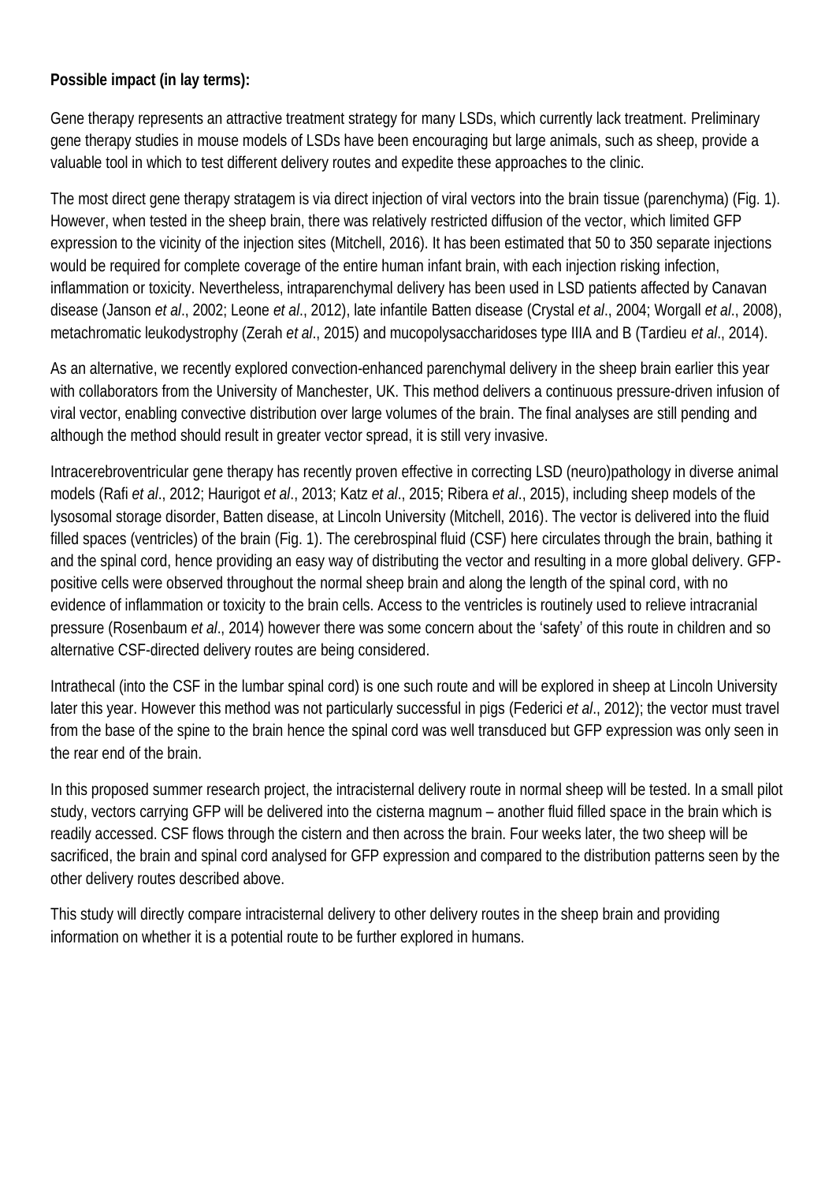**Possible impact (in lay terms):**

Gene therapy represents an attractive treatment strategy for many LSDs, which currently lack treatment. Preliminary gene therapy studies in mouse models of LSDs have been encouraging but large animals, such as sheep, provide a valuable tool in which to test different delivery routes and expedite these approaches to the clinic.

The most direct gene therapy stratagem is via direct injection of viral vectors into the brain tissue (parenchyma) (Fig. 1). However, when tested in the sheep brain, there was relatively restricted diffusion of the vector, which limited GFP expression to the vicinity of the injection sites (Mitchell, 2016). It has been estimated that 50 to 350 separate injections would be required for complete coverage of the entire human infant brain, with each injection risking infection, inflammation or toxicity. Nevertheless, intraparenchymal delivery has been used in LSD patients affected by Canavan disease (Janson *et al*., 2002; Leone *et al*., 2012), late infantile Batten disease (Crystal *et al*., 2004; Worgall *et al*., 2008), metachromatic leukodystrophy (Zerah *et al*., 2015) and mucopolysaccharidoses type IIIA and B (Tardieu *et al*., 2014).

As an alternative, we recently explored convection-enhanced parenchymal delivery in the sheep brain earlier this year with collaborators from the University of Manchester, UK. This method delivers a continuous pressure-driven infusion of viral vector, enabling convective distribution over large volumes of the brain. The final analyses are still pending and although the method should result in greater vector spread, it is still very invasive.

Intracerebroventricular gene therapy has recently proven effective in correcting LSD (neuro)pathology in diverse animal models (Rafi *et al*., 2012; Haurigot *et al*., 2013; Katz *et al*., 2015; Ribera *et al*., 2015), including sheep models of the lysosomal storage disorder, Batten disease, at Lincoln University (Mitchell, 2016). The vector is delivered into the fluid filled spaces (ventricles) of the brain (Fig. 1). The cerebrospinal fluid (CSF) here circulates through the brain, bathing it and the spinal cord, hence providing an easy way of distributing the vector and resulting in a more global delivery. GFP-positive cells were observed throughout the normal sheep brain and along the length of the spinal cord, with no evidence of inflammation or toxicity to the brain cells. Access to the ventricles is routinely used to relieve intracranial pressure (Rosenbaum *et al*., 2014) however there was some concern about the 'safety' of this route in children and so alternative CSF-directed delivery routes are being considered.

Intrathecal (into the CSF in the lumbar spinal cord) is one such route and will be explored in sheep at Lincoln University later this year. However this method was not particularly successful in pigs (Federici *et al*., 2012); the vector must travel from the base of the spine to the brain hence the spinal cord was well transduced but GFP expression was only seen in the rear end of the brain.

In this proposed summer research project, the intracisternal delivery route in normal sheep will be tested. In a small pilot study, vectors carrying GFP will be delivered into the cisterna magnum – another fluid filled space in the brain which is readily accessed. CSF flows through the cistern and then across the brain. Four weeks later, the two sheep will be sacrificed, the brain and spinal cord analysed for GFP expression and compared to the distribution patterns seen by the other delivery routes described above.

This study will directly compare intracisternal delivery to other delivery routes in the sheep brain and providing information on whether it is a potential route to be further explored in humans.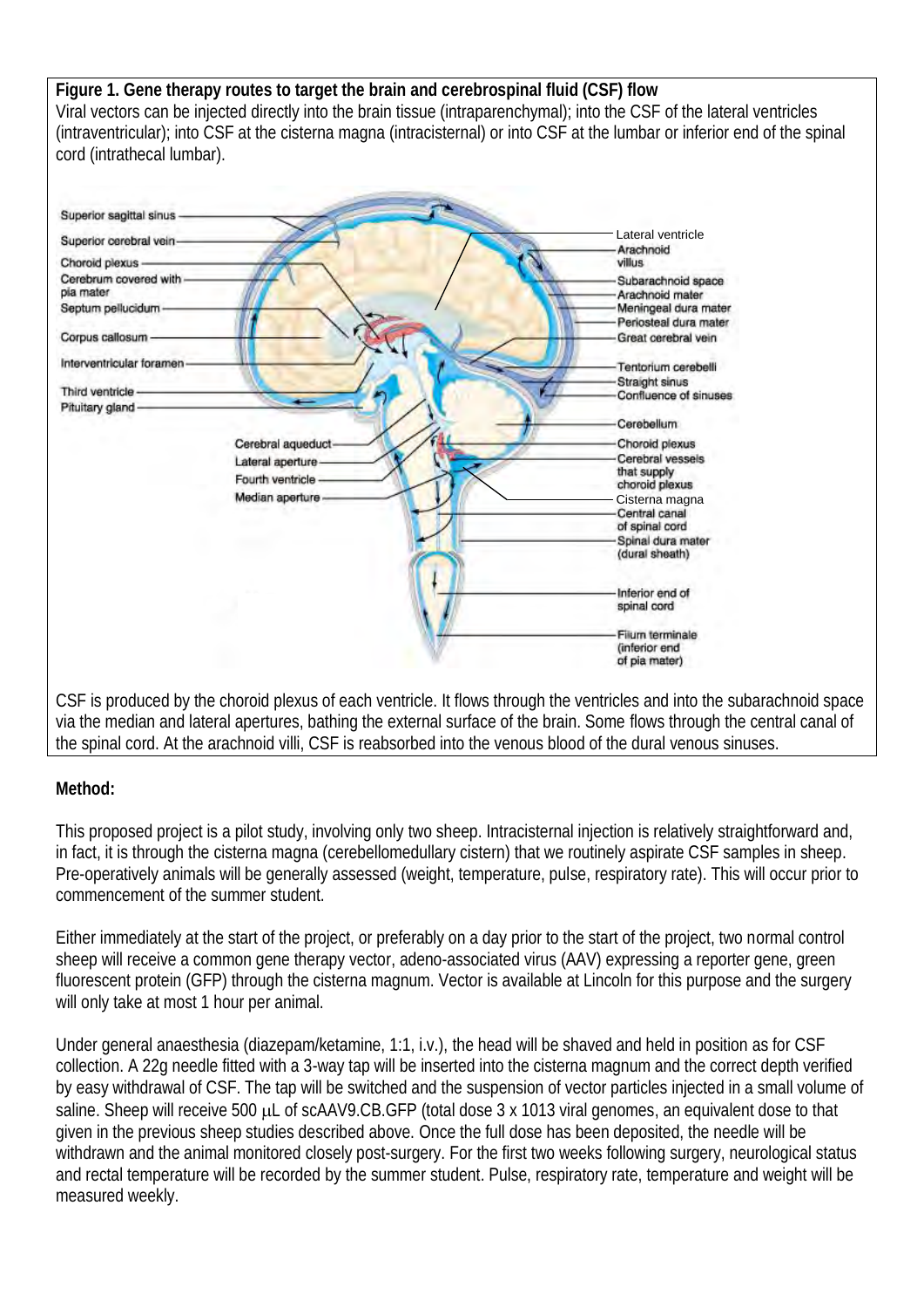**Figure 1. Gene therapy routes to target the brain and cerebrospinal fluid (CSF) flow**
Viral vectors can be injected directly into the brain tissue (intraparenchymal); into the CSF of the lateral ventricles (intraventricular); into CSF at the cisterna magna (intracisternal) or into CSF at the lumbar or inferior end of the spinal cord (intrathecal lumbar).

CSF is produced by the choroid plexus of each ventricle. It flows through the ventricles and into the subarachnoid space via the median and lateral apertures, bathing the external surface of the brain. Some flows through the central canal of the spinal cord. At the arachnoid villi, CSF is reabsorbed into the venous blood of the dural venous sinuses.

**Method:**

This proposed project is a pilot study, involving only two sheep. Intracisternal injection is relatively straightforward and, in fact, it is through the cisterna magna (cerebellomedullary cistern) that we routinely aspirate CSF samples in sheep. Pre-operatively animals will be generally assessed (weight, temperature, pulse, respiratory rate). This will occur prior to commencement of the summer student.

Either immediately at the start of the project, or preferably on a day prior to the start of the project, two normal control sheep will receive a common gene therapy vector, adeno-associated virus (AAV) expressing a reporter gene, green fluorescent protein (GFP) through the cisterna magnum. Vector is available at Lincoln for this purpose and the surgery will only take at most 1 hour per animal.

Under general anaesthesia (diazepam/ketamine, 1:1, i.v.), the head will be shaved and held in position as for CSF collection. A 22g needle fitted with a 3-way tap will be inserted into the cisterna magnum and the correct depth verified by easy withdrawal of CSF. The tap will be switched and the suspension of vector particles injected in a small volume of saline. Sheep will receive 500 μL of scAAV9.CB.GFP (total dose $3 \times 10^{13}$ viral genomes, an equivalent dose to that given in the previous sheep studies described above. Once the full dose has been deposited, the needle will be withdrawn and the animal monitored closely post-surgery. For the first two weeks following surgery, neurological status and rectal temperature will be recorded by the summer student. Pulse, respiratory rate, temperature and weight will be measured weekly.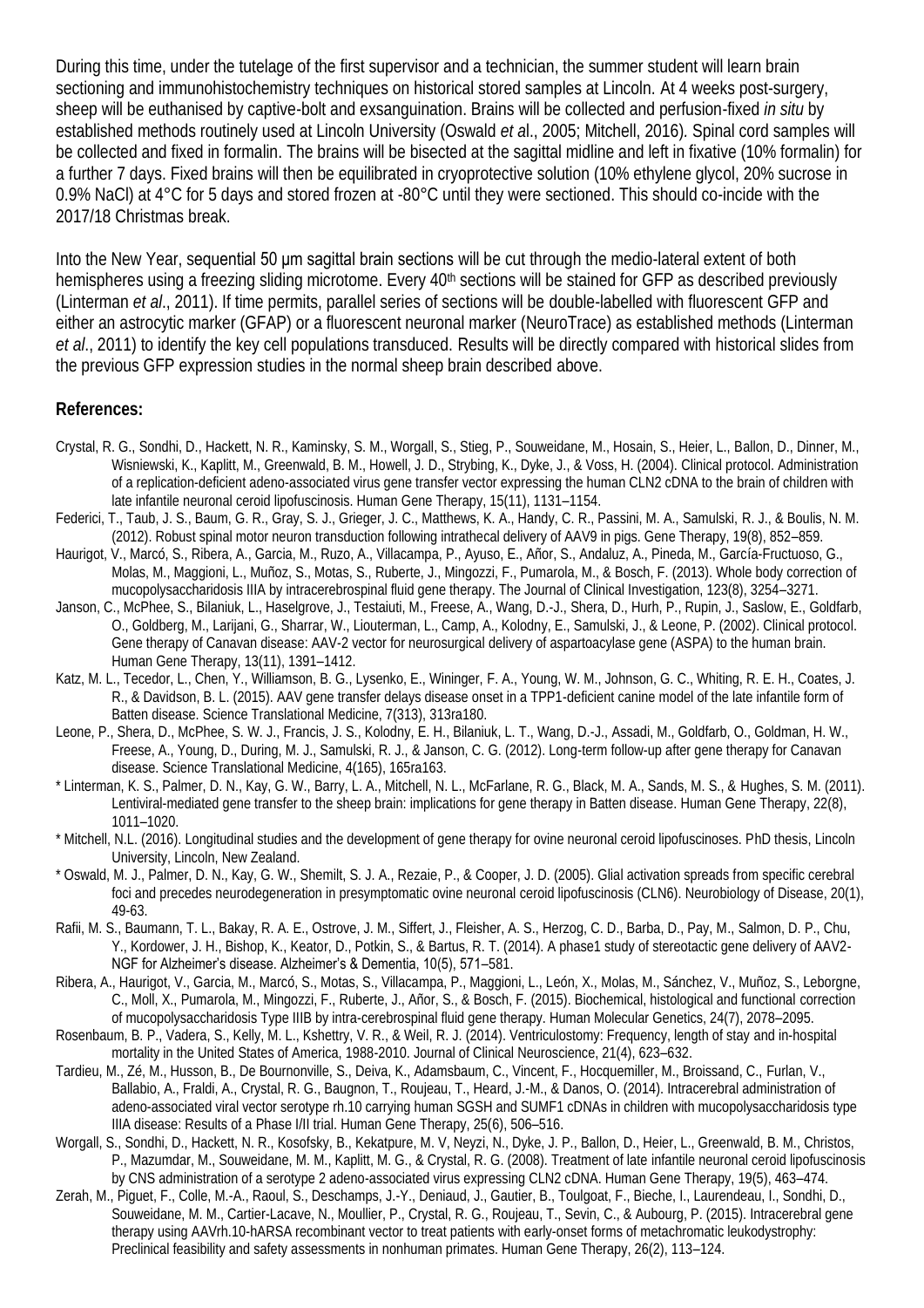During this time, under the tutelage of the first supervisor and a technician, the summer student will learn brain sectioning and immunohistochemistry techniques on historical stored samples at Lincoln. At 4 weeks post-surgery, sheep will be euthanised by captive-bolt and exsanguination. Brains will be collected and perfusion-fixed *in situ* by established methods routinely used at Lincoln University (Oswald *et al*., 2005; Mitchell, 2016). Spinal cord samples will be collected and fixed in formalin. The brains will be bisected at the sagittal midline and left in fixative (10% formalin) for a further 7 days. Fixed brains will then be equilibrated in cryoprotective solution (10% ethylene glycol, 20% sucrose in 0.9% NaCl) at 4°C for 5 days and stored frozen at -80°C until they were sectioned. This should co-incide with the 2017/18 Christmas break.

Into the New Year, sequential 50 µm sagittal brain sections will be cut through the medio-lateral extent of both hemispheres using a freezing sliding microtome. Every 40th sections will be stained for GFP as described previously (Linterman *et al*., 2011). If time permits, parallel series of sections will be double-labelled with fluorescent GFP and either an astrocytic marker (GFAP) or a fluorescent neuronal marker (NeuroTrace) as established methods (Linterman *et al*., 2011) to identify the key cell populations transduced. Results will be directly compared with historical slides from the previous GFP expression studies in the normal sheep brain described above.

**References:**

Crystal, R. G., Sondhi, D., Hackett, N. R., Kaminsky, S. M., Worgall, S., Stieg, P., Souweidane, M., Hosain, S., Heier, L., Ballon, D., Dinner, M., Wisniewski, K., Kaplitt, M., Greenwald, B. M., Howell, J. D., Strybing, K., Dyke, J., & Voss, H. (2004). Clinical protocol. Administration of a replication-deficient adeno-associated virus gene transfer vector expressing the human CLN2 cDNA to the brain of children with late infantile neuronal ceroid lipofuscinosis. Human Gene Therapy, 15(11), 1131–1154.

Federici, T., Taub, J. S., Baum, G. R., Gray, S. J., Grieger, J. C., Matthews, K. A., Handy, C. R., Passini, M. A., Samulski, R. J., & Boulis, N. M. (2012). Robust spinal motor neuron transduction following intrathecal delivery of AAV9 in pigs. Gene Therapy, 19(8), 852–859.

Haurigot, V., Marcó, S., Ribera, A., Garcia, M., Ruzo, A., Villacampa, P., Ayuso, E., Añor, S., Andaluz, A., Pineda, M., García-Fructuoso, G., Molas, M., Maggioni, L., Muñoz, S., Motas, S., Ruberte, J., Mingozzi, F., Pumarola, M., & Bosch, F. (2013). Whole body correction of mucopolysaccharidosis IIIA by intracerebrospinal fluid gene therapy. The Journal of Clinical Investigation, 123(8), 3254–3271.

Janson, C., McPhee, S., Bilaniuk, L., Haselgrove, J., Testaiuti, M., Freese, A., Wang, D.-J., Shera, D., Hurh, P., Rupin, J., Saslow, E., Goldfarb, O., Goldberg, M., Larijani, G., Sharrar, W., Liouterman, L., Camp, A., Kolodny, E., Samulski, J., & Leone, P. (2002). Clinical protocol. Gene therapy of Canavan disease: AAV-2 vector for neurosurgical delivery of aspartoacylase gene (ASPA) to the human brain. Human Gene Therapy, 13(11), 1391–1412.

Katz, M. L., Tecedor, L., Chen, Y., Williamson, B. G., Lysenko, E., Wininger, F. A., Young, W. M., Johnson, G. C., Whiting, R. E. H., Coates, J. R., & Davidson, B. L. (2015). AAV gene transfer delays disease onset in a TPP1-deficient canine model of the late infantile form of Batten disease. Science Translational Medicine, 7(313), 313ra180.

Leone, P., Shera, D., McPhee, S. W. J., Francis, J. S., Kolodny, E. H., Bilaniuk, L. T., Wang, D.-J., Assadi, M., Goldfarb, O., Goldman, H. W., Freese, A., Young, D., During, M. J., Samulski, R. J., & Janson, C. G. (2012). Long-term follow-up after gene therapy for Canavan disease. Science Translational Medicine, 4(165), 165ra163.

* Linterman, K. S., Palmer, D. N., Kay, G. W., Barry, L. A., Mitchell, N. L., McFarlane, R. G., Black, M. A., Sands, M. S., & Hughes, S. M. (2011). Lentiviral-mediated gene transfer to the sheep brain: implications for gene therapy in Batten disease. Human Gene Therapy, 22(8), 1011–1020.

* Mitchell, N.L. (2016). Longitudinal studies and the development of gene therapy for ovine neuronal ceroid lipofuscinoses. PhD thesis, Lincoln University, Lincoln, New Zealand.

* Oswald, M. J., Palmer, D. N., Kay, G. W., Shemilt, S. J. A., Rezaie, P., & Cooper, J. D. (2005). Glial activation spreads from specific cerebral foci and precedes neurodegeneration in presymptomatic ovine neuronal ceroid lipofuscinosis (CLN6). Neurobiology of Disease, 20(1), 49-63.

Rafii, M. S., Baumann, T. L., Bakay, R. A. E., Ostrove, J. M., Siffert, J., Fleisher, A. S., Herzog, C. D., Barba, D., Pay, M., Salmon, D. P., Chu, Y., Kordower, J. H., Bishop, K., Keator, D., Potkin, S., & Bartus, R. T. (2014). A phase1 study of stereotactic gene delivery of AAV2-NGF for Alzheimer's disease. Alzheimer's & Dementia, 10(5), 571–581.

Ribera, A., Haurigot, V., Garcia, M., Marcó, S., Motas, S., Villacampa, P., Maggioni, L., León, X., Molas, M., Sánchez, V., Muñoz, S., Leborgne, C., Moll, X., Pumarola, M., Mingozzi, F., Ruberte, J., Añor, S., & Bosch, F. (2015). Biochemical, histological and functional correction of mucopolysaccharidosis Type IIIB by intra-cerebrospinal fluid gene therapy. Human Molecular Genetics, 24(7), 2078–2095.

Rosenbaum, B. P., Vadera, S., Kelly, M. L., Kshettry, V. R., & Weil, R. J. (2014). Ventriculostomy: Frequency, length of stay and in-hospital mortality in the United States of America, 1988-2010. Journal of Clinical Neuroscience, 21(4), 623–632.

Tardieu, M., Zé, M., Husson, B., De Bournonville, S., Deiva, K., Adamsbaum, C., Vincent, F., Hocquemiller, M., Broissand, C., Furlan, V., Ballabio, A., Fraldi, A., Crystal, R. G., Baugnon, T., Roujeau, T., Heard, J.-M., & Danos, O. (2014). Intracerebral administration of adeno-associated viral vector serotype rh.10 carrying human SGSH and SUMF1 cDNAs in children with mucopolysaccharidosis type IIIA disease: Results of a Phase I/II trial. Human Gene Therapy, 25(6), 506–516.

Worgall, S., Sondhi, D., Hackett, N. R., Kosofsky, B., Kekatpure, M. V, Neyzi, N., Dyke, J. P., Ballon, D., Heier, L., Greenwald, B. M., Christos, P., Mazumdar, M., Souweidane, M. M., Kaplitt, M. G., & Crystal, R. G. (2008). Treatment of late infantile neuronal ceroid lipofuscinosis by CNS administration of a serotype 2 adeno-associated virus expressing CLN2 cDNA. Human Gene Therapy, 19(5), 463–474.

Zerah, M., Piguet, F., Colle, M.-A., Raoul, S., Deschamps, J.-Y., Deniaud, J., Gautier, B., Toulgoat, F., Bieche, I., Laurendeau, I., Sondhi, D., Souweidane, M. M., Cartier-Lacave, N., Moullier, P., Crystal, R. G., Roujeau, T., Sevin, C., & Aubourg, P. (2015). Intracerebral gene therapy using AAVrh.10-hARSA recombinant vector to treat patients with early-onset forms of metachromatic leukodystrophy: Preclinical feasibility and safety assessments in nonhuman primates. Human Gene Therapy, 26(2), 113–124.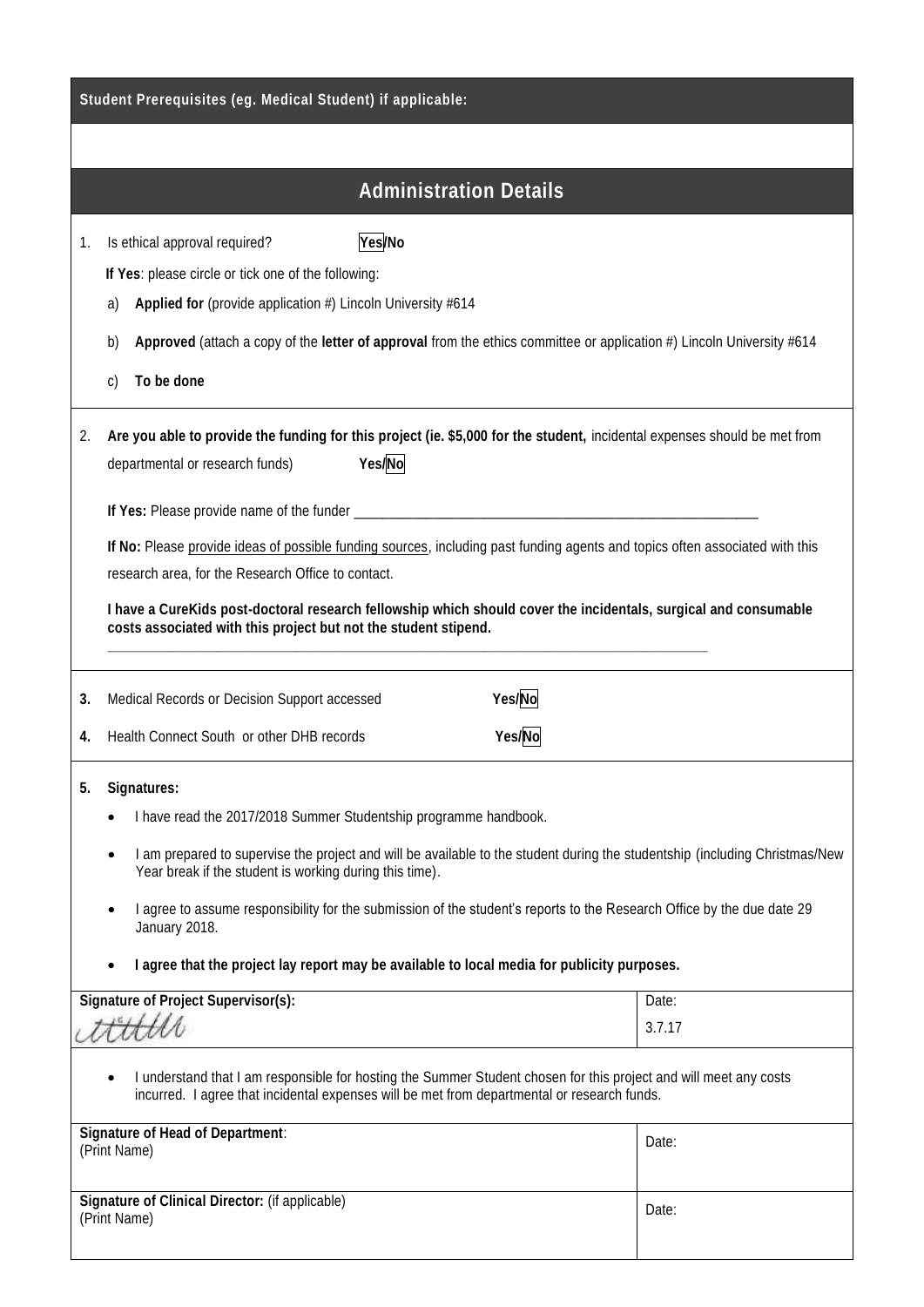**Student Prerequisites (eg. Medical Student) if applicable:**

## Administration Details

1. Is ethical approval required? **Yes/No** (Yes selected)

   **If Yes**: please circle or tick one of the following:

   a) **Applied for** (provide application #) Lincoln University #614

   b) **Approved** (attach a copy of the **letter of approval** from the ethics committee or application #) Lincoln University #614

   c) **To be done**

2. **Are you able to provide the funding for this project (ie. $5,000 for the student,** incidental expenses should be met from departmental or research funds) **Yes/No** (No selected)

   **If Yes:** Please provide name of the funder \_\_\_\_\_\_\_\_\_\_\_\_\_\_\_\_\_\_\_\_\_\_\_\_\_\_\_\_\_\_\_\_

   **If No:** Please provide ideas of possible funding sources, including past funding agents and topics often associated with this research area, for the Research Office to contact.

   **I have a CureKids post-doctoral research fellowship which should cover the incidentals, surgical and consumable costs associated with this project but not the student stipend.**

3. Medical Records or Decision Support accessed **Yes/No** (No selected)

4. Health Connect South or other DHB records **Yes/No** (No selected)

5. **Signatures:**

   - I have read the 2017/2018 Summer Studentship programme handbook.
   - I am prepared to supervise the project and will be available to the student during the studentship (including Christmas/New Year break if the student is working during this time).
   - I agree to assume responsibility for the submission of the student's reports to the Research Office by the due date 29 January 2018.
   - **I agree that the project lay report may be available to local media for publicity purposes.**

| **Signature of Project Supervisor(s):** | Date: |
|---|---|
| [signature] | 3.7.17 |

- I understand that I am responsible for hosting the Summer Student chosen for this project and will meet any costs incurred. I agree that incidental expenses will be met from departmental or research funds.

| | |
|---|---|
| **Signature of Head of Department**:<br>(Print Name) | Date: |
| **Signature of Clinical Director:** (if applicable)<br>(Print Name) | Date: |